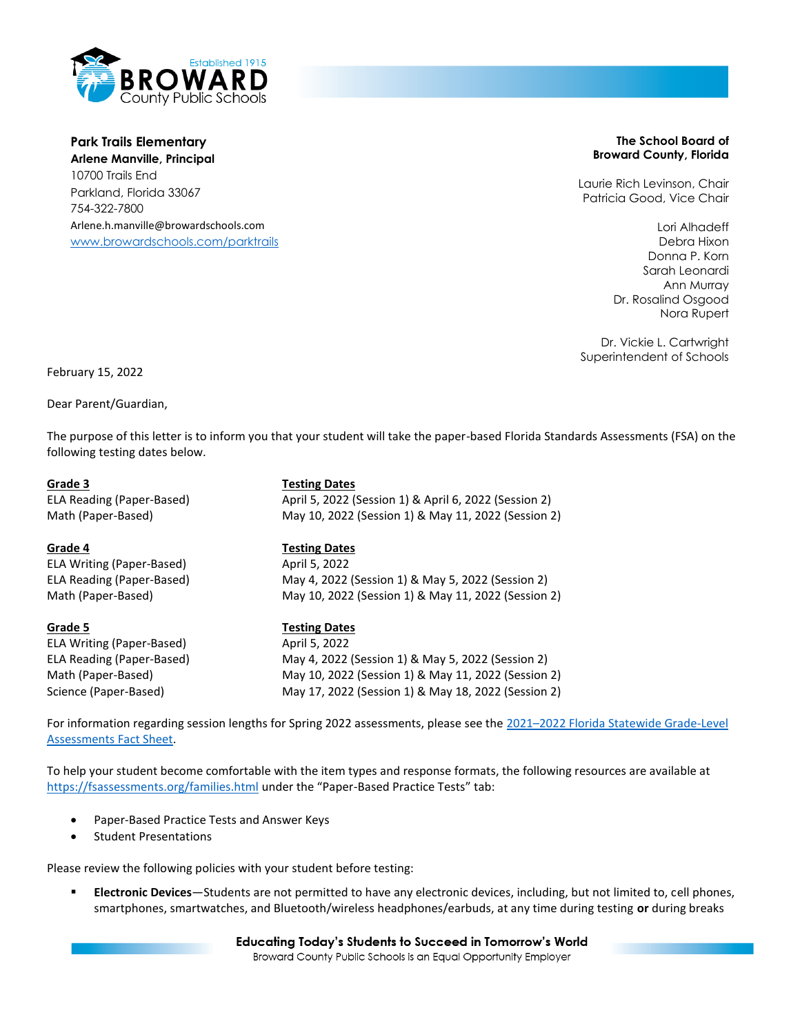**Park Trails Elementary**
**Arlene Manville, Principal**
10700 Trails End
Parkland, Florida 33067
754-322-7800
Arlene.h.manville@browardschools.com
[www.browardschools.com/parktrails](www.browardschools.com/parktrails)

**The School Board of Broward County, Florida**

Laurie Rich Levinson, Chair
Patricia Good, Vice Chair

Lori Alhadeff
Debra Hixon
Donna P. Korn
Sarah Leonardi
Ann Murray
Dr. Rosalind Osgood
Nora Rupert

Dr. Vickie L. Cartwright
Superintendent of Schools

February 15, 2022

Dear Parent/Guardian,

The purpose of this letter is to inform you that your student will take the paper-based Florida Standards Assessments (FSA) on the following testing dates below.

| Grade 3 | Testing Dates |
|---|---|
| ELA Reading (Paper-Based) | April 5, 2022 (Session 1) & April 6, 2022 (Session 2) |
| Math (Paper-Based) | May 10, 2022 (Session 1) & May 11, 2022 (Session 2) |

| Grade 4 | Testing Dates |
|---|---|
| ELA Writing (Paper-Based) | April 5, 2022 |
| ELA Reading (Paper-Based) | May 4, 2022 (Session 1) & May 5, 2022 (Session 2) |
| Math (Paper-Based) | May 10, 2022 (Session 1) & May 11, 2022 (Session 2) |

| Grade 5 | Testing Dates |
|---|---|
| ELA Writing (Paper-Based) | April 5, 2022 |
| ELA Reading (Paper-Based) | May 4, 2022 (Session 1) & May 5, 2022 (Session 2) |
| Math (Paper-Based) | May 10, 2022 (Session 1) & May 11, 2022 (Session 2) |
| Science (Paper-Based) | May 17, 2022 (Session 1) & May 18, 2022 (Session 2) |

For information regarding session lengths for Spring 2022 assessments, please see the 2021–2022 Florida Statewide Grade-Level Assessments Fact Sheet.

To help your student become comfortable with the item types and response formats, the following resources are available at https://fsassessments.org/families.html under the "Paper-Based Practice Tests" tab:

- Paper-Based Practice Tests and Answer Keys
- Student Presentations

Please review the following policies with your student before testing:

- **Electronic Devices**—Students are not permitted to have any electronic devices, including, but not limited to, cell phones, smartphones, smartwatches, and Bluetooth/wireless headphones/earbuds, at any time during testing **or** during breaks

**Educating Today's Students to Succeed in Tomorrow's World**
Broward County Public Schools is an Equal Opportunity Employer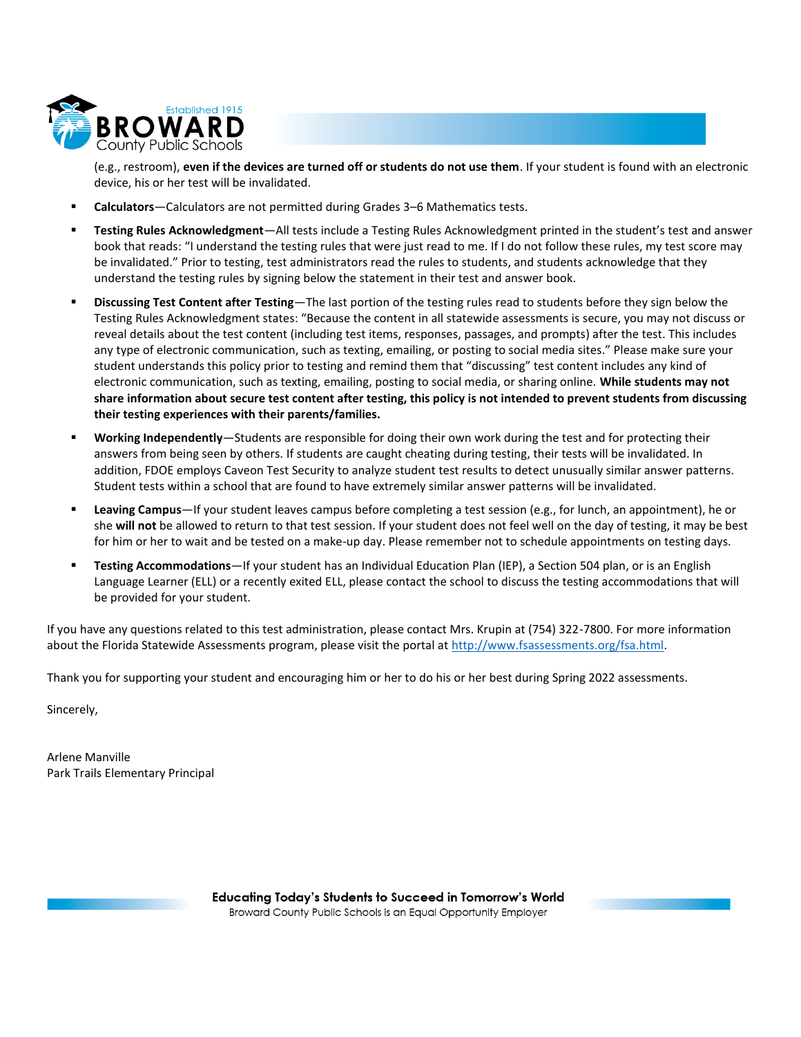(e.g., restroom), **even if the devices are turned off or students do not use them**. If your student is found with an electronic device, his or her test will be invalidated.

- **Calculators**—Calculators are not permitted during Grades 3–6 Mathematics tests.
- **Testing Rules Acknowledgment**—All tests include a Testing Rules Acknowledgment printed in the student's test and answer book that reads: "I understand the testing rules that were just read to me. If I do not follow these rules, my test score may be invalidated." Prior to testing, test administrators read the rules to students, and students acknowledge that they understand the testing rules by signing below the statement in their test and answer book.
- **Discussing Test Content after Testing**—The last portion of the testing rules read to students before they sign below the Testing Rules Acknowledgment states: "Because the content in all statewide assessments is secure, you may not discuss or reveal details about the test content (including test items, responses, passages, and prompts) after the test. This includes any type of electronic communication, such as texting, emailing, or posting to social media sites." Please make sure your student understands this policy prior to testing and remind them that "discussing" test content includes any kind of electronic communication, such as texting, emailing, posting to social media, or sharing online. **While students may not share information about secure test content after testing, this policy is not intended to prevent students from discussing their testing experiences with their parents/families.**
- **Working Independently**—Students are responsible for doing their own work during the test and for protecting their answers from being seen by others. If students are caught cheating during testing, their tests will be invalidated. In addition, FDOE employs Caveon Test Security to analyze student test results to detect unusually similar answer patterns. Student tests within a school that are found to have extremely similar answer patterns will be invalidated.
- **Leaving Campus**—If your student leaves campus before completing a test session (e.g., for lunch, an appointment), he or she **will not** be allowed to return to that test session. If your student does not feel well on the day of testing, it may be best for him or her to wait and be tested on a make-up day. Please remember not to schedule appointments on testing days.
- **Testing Accommodations**—If your student has an Individual Education Plan (IEP), a Section 504 plan, or is an English Language Learner (ELL) or a recently exited ELL, please contact the school to discuss the testing accommodations that will be provided for your student.

If you have any questions related to this test administration, please contact Mrs. Krupin at (754) 322-7800. For more information about the Florida Statewide Assessments program, please visit the portal at [http://www.fsassessments.org/fsa.html](http://www.fsassessments.org/fsa.html).

Thank you for supporting your student and encouraging him or her to do his or her best during Spring 2022 assessments.

Sincerely,

Arlene Manville
Park Trails Elementary Principal